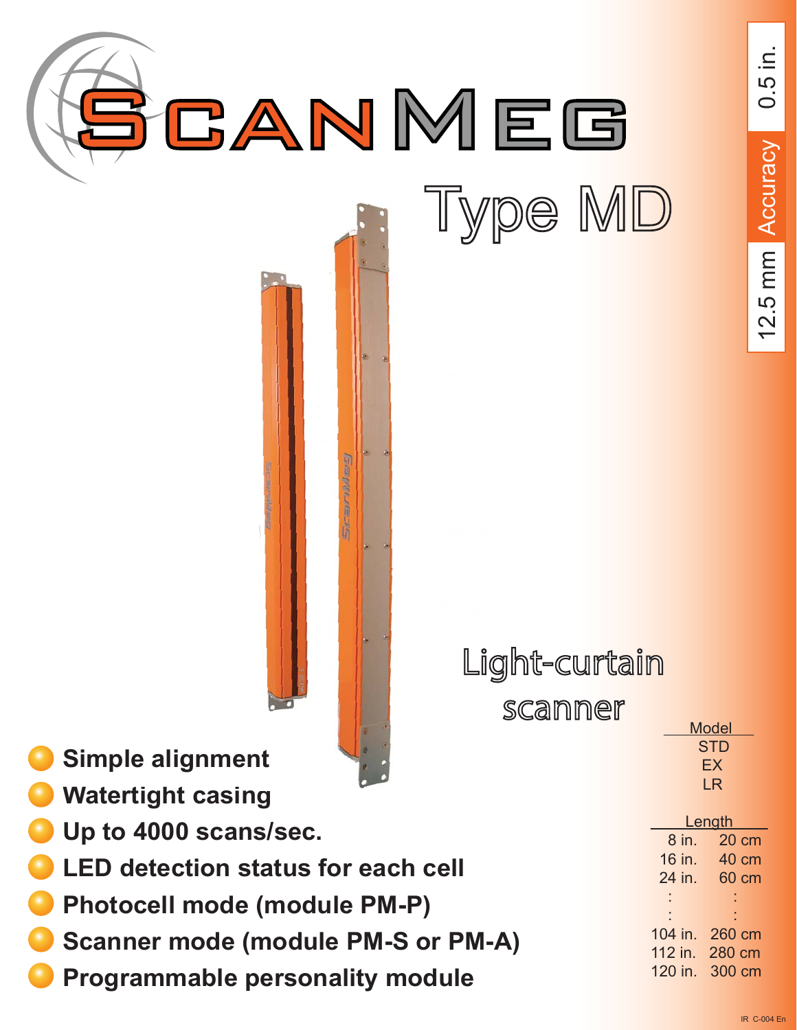# ScanMeg

## Type MD

**12.5 mm Accuracy 0.5 in.**

### Light-curtain scanner

- **Simple alignment**
- **Watertight casing**
- **Up to 4000 scans/sec.**
- **LED detection status for each cell**
- **Photocell mode (module PM-P)**
- **Scanner mode (module PM-S or PM-A)**
- **Programmable personality module**

| Model |
|---|
| STD |
| EX |
| LR |

| Length | |
|---|---|
| 8 in. | 20 cm |
| 16 in. | 40 cm |
| 24 in. | 60 cm |
| : | : |
| : | : |
| 104 in. | 260 cm |
| 112 in. | 280 cm |
| 120 in. | 300 cm |

IR C-004 En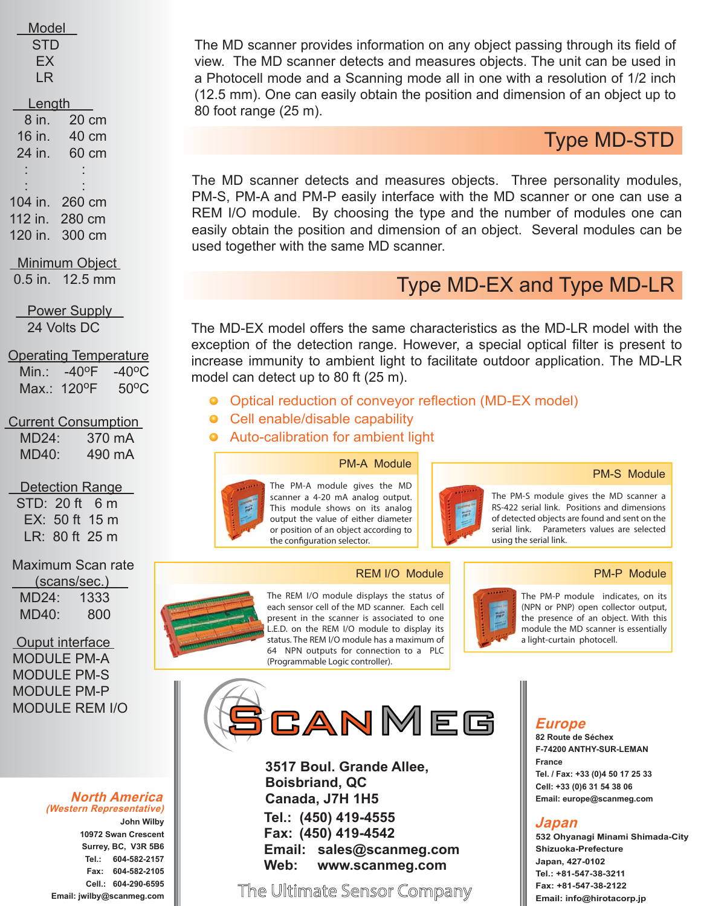**Model**
STD
EX
LR

**Length**

| | |
|---|---|
| 8 in. | 20 cm |
| 16 in. | 40 cm |
| 24 in. | 60 cm |
| : | : |
| : | : |
| 104 in. | 260 cm |
| 112 in. | 280 cm |
| 120 in. | 300 cm |

**Minimum Object**
0.5 in. 12.5 mm

**Power Supply**
24 Volts DC

**Operating Temperature**
Min.: -40ºF -40ºC
Max.: 120ºF 50ºC

**Current Consumption**
MD24: 370 mA
MD40: 490 mA

**Detection Range**
STD: 20 ft 6 m
EX: 50 ft 15 m
LR: 80 ft 25 m

**Maximum Scan rate (scans/sec.)**
MD24: 1333
MD40: 800

**Ouput interface**
MODULE PM-A
MODULE PM-S
MODULE PM-P
MODULE REM I/O

The MD scanner provides information on any object passing through its field of view. The MD scanner detects and measures objects. The unit can be used in a Photocell mode and a Scanning mode all in one with a resolution of 1/2 inch (12.5 mm). One can easily obtain the position and dimension of an object up to 80 foot range (25 m).

## Type MD-STD

The MD scanner detects and measures objects. Three personality modules, PM-S, PM-A and PM-P easily interface with the MD scanner or one can use a REM I/O module. By choosing the type and the number of modules one can easily obtain the position and dimension of an object. Several modules can be used together with the same MD scanner.

## Type MD-EX and Type MD-LR

The MD-EX model offers the same characteristics as the MD-LR model with the exception of the detection range. However, a special optical filter is present to increase immunity to ambient light to facilitate outdoor application. The MD-LR model can detect up to 80 ft (25 m).

- Optical reduction of conveyor reflection (MD-EX model)
- Cell enable/disable capability
- Auto-calibration for ambient light

### PM-A Module

The PM-A module gives the MD scanner a 4-20 mA analog output. This module shows on its analog output the value of either diameter or position of an object according to the configuration selector.

### PM-S Module

The PM-S module gives the MD scanner a RS-422 serial link. Positions and dimensions of detected objects are found and sent on the serial link. Parameters values are selected using the serial link.

### REM I/O Module

The REM I/O module displays the status of each sensor cell of the MD scanner. Each cell present in the scanner is associated to one L.E.D. on the REM I/O module to display its status. The REM I/O module has a maximum of 64 NPN outputs for connection to a PLC (Programmable Logic controller).

### PM-P Module

The PM-P module indicates, on its (NPN or PNP) open collector output, the presence of an object. With this module the MD scanner is essentially a light-curtain photocell.

**SCANMEG**

**3517 Boul. Grande Allee,**
**Boisbriand, QC**
**Canada, J7H 1H5**
**Tel.: (450) 419-4555**
**Fax: (450) 419-4542**
**Email: sales@scanmeg.com**
**Web: www.scanmeg.com**

The Ultimate Sensor Company

***North America***
***(Western Representative)***
**John Wilby**
**10972 Swan Crescent**
**Surrey, BC, V3R 5B6**
**Tel.: 604-582-2157**
**Fax: 604-582-2105**
**Cell.: 604-290-6595**
**Email: jwilby@scanmeg.com**

***Europe***
**82 Route de Séchex**
**F-74200 ANTHY-SUR-LEMAN**
**France**
**Tel. / Fax: +33 (0)4 50 17 25 33**
**Cell: +33 (0)6 31 54 38 06**
**Email: europe@scanmeg.com**

***Japan***
**532 Ohyanagi Minami Shimada-City**
**Shizuoka-Prefecture**
**Japan, 427-0102**
**Tel.: +81-547-38-3211**
**Fax: +81-547-38-2122**
**Email: info@hirotacorp.jp**